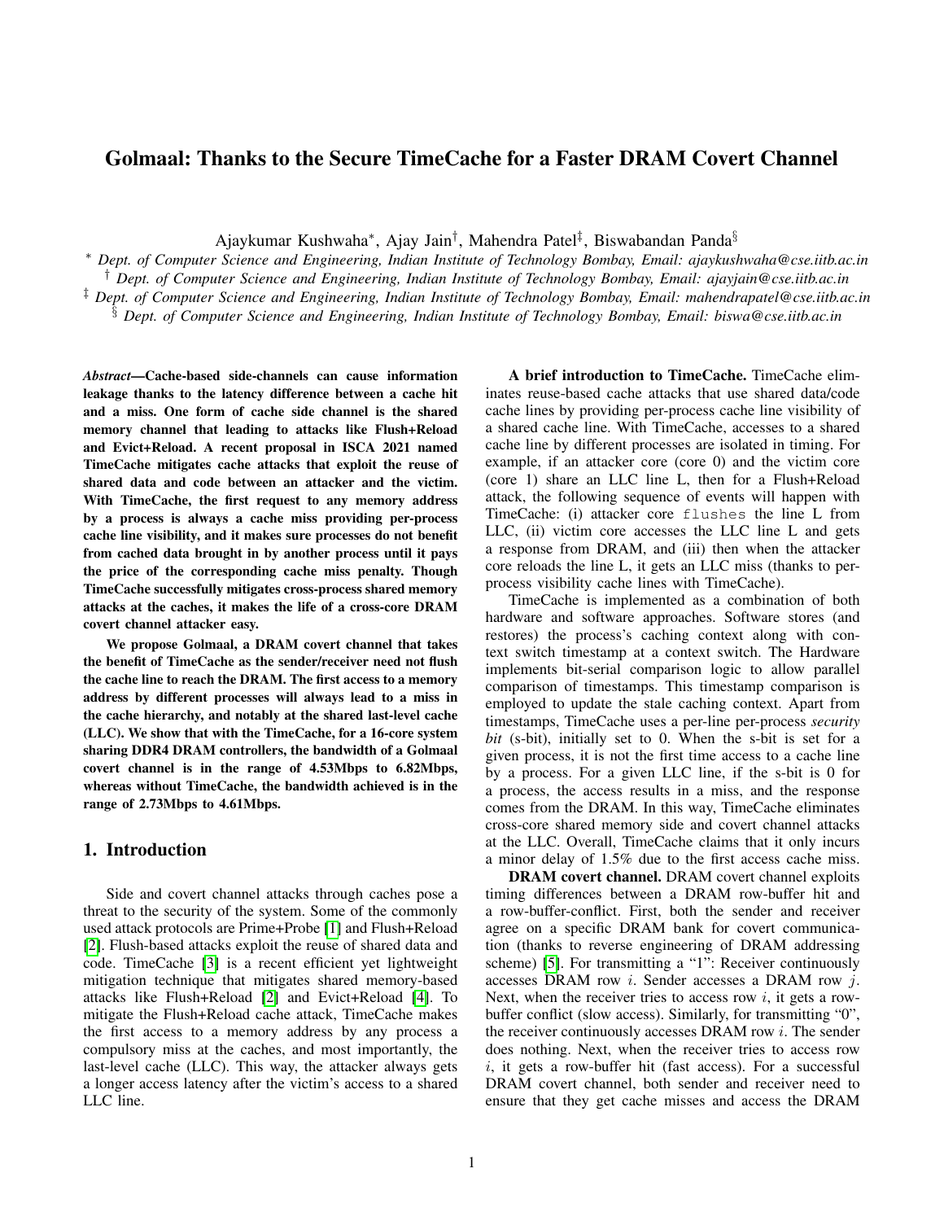# Golmaal: Thanks to the Secure TimeCache for a Faster DRAM Covert Channel

Ajaykumar Kushwaha[*], Ajay Jain[†], Mahendra Patel[‡], Biswabandan Panda[§]

[*] *Dept. of Computer Science and Engineering, Indian Institute of Technology Bombay, Email: ajaykushwaha@cse.iitb.ac.in*
[†] *Dept. of Computer Science and Engineering, Indian Institute of Technology Bombay, Email: ajayjain@cse.iitb.ac.in*
[‡] *Dept. of Computer Science and Engineering, Indian Institute of Technology Bombay, Email: mahendrapatel@cse.iitb.ac.in*
[§] *Dept. of Computer Science and Engineering, Indian Institute of Technology Bombay, Email: biswa@cse.iitb.ac.in*

***Abstract*—Cache-based side-channels can cause information leakage thanks to the latency difference between a cache hit and a miss. One form of cache side channel is the shared memory channel that leading to attacks like Flush+Reload and Evict+Reload. A recent proposal in ISCA 2021 named TimeCache mitigates cache attacks that exploit the reuse of shared data and code between an attacker and the victim. With TimeCache, the first request to any memory address by a process is always a cache miss providing per-process cache line visibility, and it makes sure processes do not benefit from cached data brought in by another process until it pays the price of the corresponding cache miss penalty. Though TimeCache successfully mitigates cross-process shared memory attacks at the caches, it makes the life of a cross-core DRAM covert channel attacker easy.**

**We propose Golmaal, a DRAM covert channel that takes the benefit of TimeCache as the sender/receiver need not flush the cache line to reach the DRAM. The first access to a memory address by different processes will always lead to a miss in the cache hierarchy, and notably at the shared last-level cache (LLC). We show that with the TimeCache, for a 16-core system sharing DDR4 DRAM controllers, the bandwidth of a Golmaal covert channel is in the range of 4.53Mbps to 6.82Mbps, whereas without TimeCache, the bandwidth achieved is in the range of 2.73Mbps to 4.61Mbps.**

## 1. Introduction

Side and covert channel attacks through caches pose a threat to the security of the system. Some of the commonly used attack protocols are Prime+Probe [1] and Flush+Reload [2]. Flush-based attacks exploit the reuse of shared data and code. TimeCache [3] is a recent efficient yet lightweight mitigation technique that mitigates shared memory-based attacks like Flush+Reload [2] and Evict+Reload [4]. To mitigate the Flush+Reload cache attack, TimeCache makes the first access to a memory address by any process a compulsory miss at the caches, and most importantly, the last-level cache (LLC). This way, the attacker always gets a longer access latency after the victim's access to a shared LLC line.

**A brief introduction to TimeCache.** TimeCache eliminates reuse-based cache attacks that use shared data/code cache lines by providing per-process cache line visibility of a shared cache line. With TimeCache, accesses to a shared cache line by different processes are isolated in timing. For example, if an attacker core (core 0) and the victim core (core 1) share an LLC line L, then for a Flush+Reload attack, the following sequence of events will happen with TimeCache: (i) attacker core `flushes` the line L from LLC, (ii) victim core accesses the LLC line L and gets a response from DRAM, and (iii) then when the attacker core reloads the line L, it gets an LLC miss (thanks to per-process visibility cache lines with TimeCache).

TimeCache is implemented as a combination of both hardware and software approaches. Software stores (and restores) the process's caching context along with context switch timestamp at a context switch. The Hardware implements bit-serial comparison logic to allow parallel comparison of timestamps. This timestamp comparison is employed to update the stale caching context. Apart from timestamps, TimeCache uses a per-line per-process *security bit* (s-bit), initially set to 0. When the s-bit is set for a given process, it is not the first time access to a cache line by a process. For a given LLC line, if the s-bit is 0 for a process, the access results in a miss, and the response comes from the DRAM. In this way, TimeCache eliminates cross-core shared memory side and covert channel attacks at the LLC. Overall, TimeCache claims that it only incurs a minor delay of 1.5% due to the first access cache miss.

**DRAM covert channel.** DRAM covert channel exploits timing differences between a DRAM row-buffer hit and a row-buffer-conflict. First, both the sender and receiver agree on a specific DRAM bank for covert communication (thanks to reverse engineering of DRAM addressing scheme) [5]. For transmitting a "1": Receiver continuously accesses DRAM row $i$. Sender accesses a DRAM row $j$. Next, when the receiver tries to access row $i$, it gets a row-buffer conflict (slow access). Similarly, for transmitting "0", the receiver continuously accesses DRAM row $i$. The sender does nothing. Next, when the receiver tries to access row $i$, it gets a row-buffer hit (fast access). For a successful DRAM covert channel, both sender and receiver need to ensure that they get cache misses and access the DRAM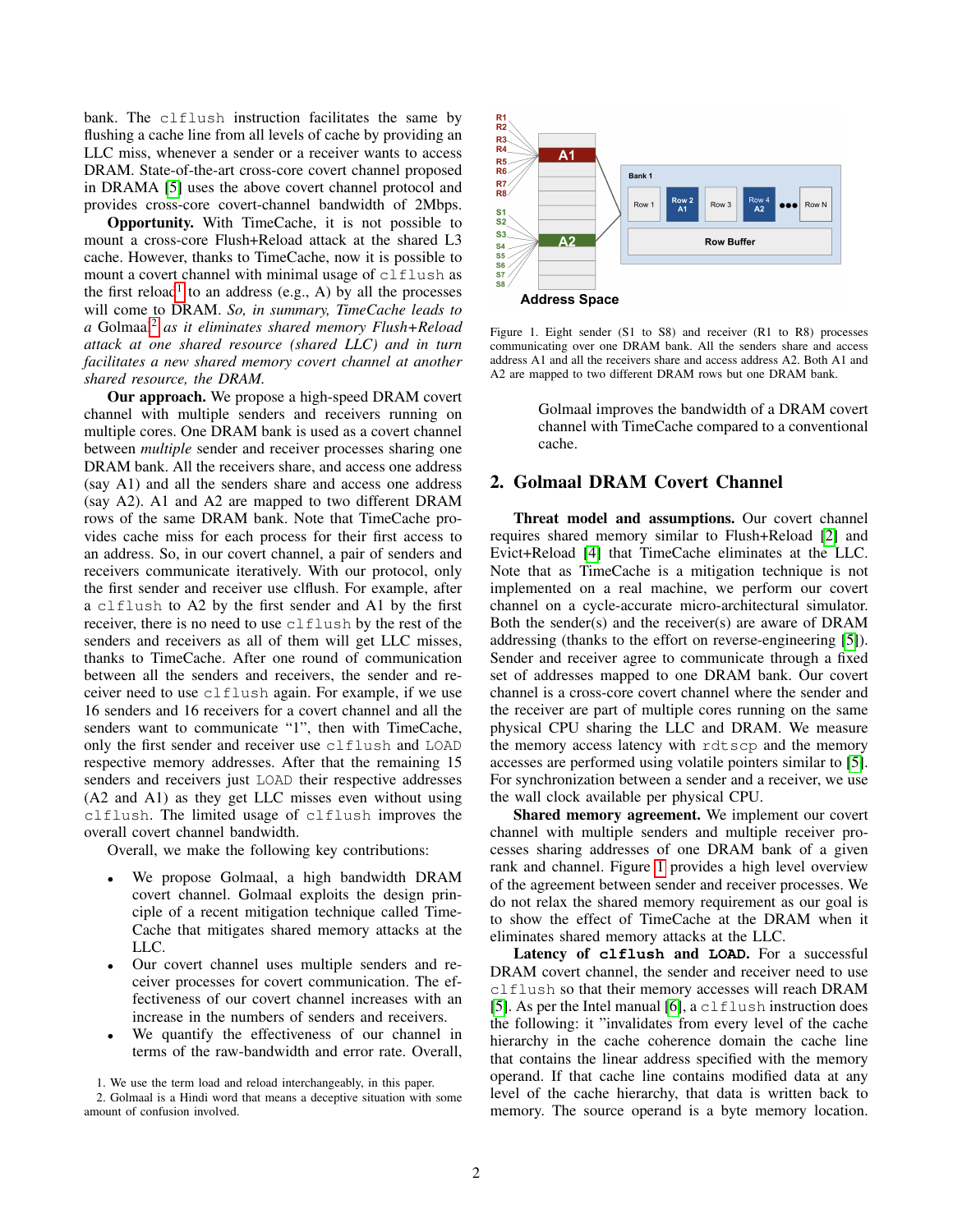bank. The `clflush` instruction facilitates the same by flushing a cache line from all levels of cache by providing an LLC miss, whenever a sender or a receiver wants to access DRAM. State-of-the-art cross-core covert channel proposed in DRAMA [5] uses the above covert channel protocol and provides cross-core covert-channel bandwidth of 2Mbps.

**Opportunity.** With TimeCache, it is not possible to mount a cross-core Flush+Reload attack at the shared L3 cache. However, thanks to TimeCache, now it is possible to mount a covert channel with minimal usage of `clflush` as the first reload[1] to an address (e.g., A) by all the processes will come to DRAM. *So, in summary, TimeCache leads to a* Golmaal[2] *as it eliminates shared memory Flush+Reload attack at one shared resource (shared LLC) and in turn facilitates a new shared memory covert channel at another shared resource, the DRAM.*

**Our approach.** We propose a high-speed DRAM covert channel with multiple senders and receivers running on multiple cores. One DRAM bank is used as a covert channel between *multiple* sender and receiver processes sharing one DRAM bank. All the receivers share, and access one address (say A1) and all the senders share and access one address (say A2). A1 and A2 are mapped to two different DRAM rows of the same DRAM bank. Note that TimeCache provides cache miss for each process for their first access to an address. So, in our covert channel, a pair of senders and receivers communicate iteratively. With our protocol, only the first sender and receiver use clflush. For example, after a `clflush` to A2 by the first sender and A1 by the first receiver, there is no need to use `clflush` by the rest of the senders and receivers as all of them will get LLC misses, thanks to TimeCache. After one round of communication between all the senders and receivers, the sender and receiver need to use `clflush` again. For example, if we use 16 senders and 16 receivers for a covert channel and all the senders want to communicate "1", then with TimeCache, only the first sender and receiver use `clflush` and `LOAD` respective memory addresses. After that the remaining 15 senders and receivers just `LOAD` their respective addresses (A2 and A1) as they get LLC misses even without using `clflush`. The limited usage of `clflush` improves the overall covert channel bandwidth.

Overall, we make the following key contributions:

- We propose Golmaal, a high bandwidth DRAM covert channel. Golmaal exploits the design principle of a recent mitigation technique called TimeCache that mitigates shared memory attacks at the LLC.
- Our covert channel uses multiple senders and receiver processes for covert communication. The effectiveness of our covert channel increases with an increase in the numbers of senders and receivers.
- We quantify the effectiveness of our channel in terms of the raw-bandwidth and error rate. Overall, Golmaal improves the bandwidth of a DRAM covert channel with TimeCache compared to a conventional cache.

1. We use the term load and reload interchangeably, in this paper.
2. Golmaal is a Hindi word that means a deceptive situation with some amount of confusion involved.

Figure 1. Eight sender (S1 to S8) and receiver (R1 to R8) processes communicating over one DRAM bank. All the senders share and access address A1 and all the receivers share and access address A2. Both A1 and A2 are mapped to two different DRAM rows but one DRAM bank.

## 2. Golmaal DRAM Covert Channel

**Threat model and assumptions.** Our covert channel requires shared memory similar to Flush+Reload [2] and Evict+Reload [4] that TimeCache eliminates at the LLC. Note that as TimeCache is a mitigation technique is not implemented on a real machine, we perform our covert channel on a cycle-accurate micro-architectural simulator. Both the sender(s) and the receiver(s) are aware of DRAM addressing (thanks to the effort on reverse-engineering [5]). Sender and receiver agree to communicate through a fixed set of addresses mapped to one DRAM bank. Our covert channel is a cross-core covert channel where the sender and the receiver are part of multiple cores running on the same physical CPU sharing the LLC and DRAM. We measure the memory access latency with `rdtscp` and the memory accesses are performed using volatile pointers similar to [5]. For synchronization between a sender and a receiver, we use the wall clock available per physical CPU.

**Shared memory agreement.** We implement our covert channel with multiple senders and multiple receiver processes sharing addresses of one DRAM bank of a given rank and channel. Figure 1 provides a high level overview of the agreement between sender and receiver processes. We do not relax the shared memory requirement as our goal is to show the effect of TimeCache at the DRAM when it eliminates shared memory attacks at the LLC.

**Latency of `clflush` and `LOAD`.** For a successful DRAM covert channel, the sender and receiver need to use `clflush` so that their memory accesses will reach DRAM [5]. As per the Intel manual [6], a `clflush` instruction does the following: it "invalidates from every level of the cache hierarchy in the cache coherence domain the cache line that contains the linear address specified with the memory operand. If that cache line contains modified data at any level of the cache hierarchy, that data is written back to memory. The source operand is a byte memory location.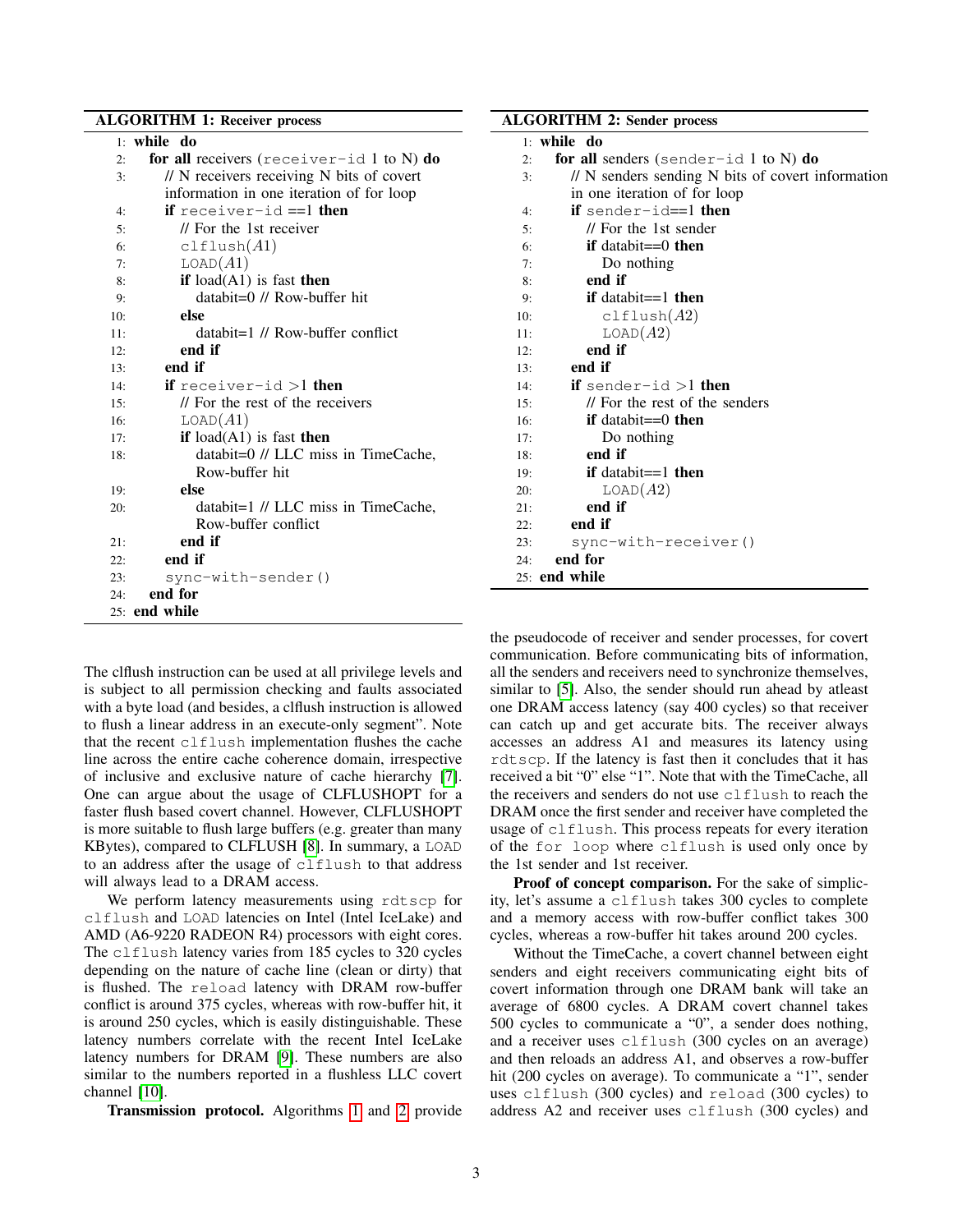**ALGORITHM 1: Receiver process**

```
1:  while do
2:    for all receivers (receiver-id 1 to N) do
3:      // N receivers receiving N bits of covert
        information in one iteration of for loop
4:      if receiver-id ==1 then
5:        // For the 1st receiver
6:        clflush(A1)
7:        LOAD(A1)
8:        if load(A1) is fast then
9:          databit=0 // Row-buffer hit
10:       else
11:         databit=1 // Row-buffer conflict
12:       end if
13:     end if
14:     if receiver-id >1 then
15:       // For the rest of the receivers
16:       LOAD(A1)
17:       if load(A1) is fast then
18:         databit=0 // LLC miss in TimeCache,
            Row-buffer hit
19:       else
20:         databit=1 // LLC miss in TimeCache,
            Row-buffer conflict
21:       end if
22:     end if
23:     sync-with-sender()
24:   end for
25: end while
```

**ALGORITHM 2: Sender process**

```
1:  while do
2:    for all senders (sender-id 1 to N) do
3:      // N senders sending N bits of covert information
        in one iteration of for loop
4:      if sender-id==1 then
5:        // For the 1st sender
6:        if databit==0 then
7:          Do nothing
8:        end if
9:        if databit==1 then
10:         clflush(A2)
11:         LOAD(A2)
12:       end if
13:     end if
14:     if sender-id >1 then
15:       // For the rest of the senders
16:       if databit==0 then
17:         Do nothing
18:       end if
19:       if databit==1 then
20:         LOAD(A2)
21:       end if
22:     end if
23:     sync-with-receiver()
24:   end for
25: end while
```

The clflush instruction can be used at all privilege levels and is subject to all permission checking and faults associated with a byte load (and besides, a clflush instruction is allowed to flush a linear address in an execute-only segment". Note that the recent `clflush` implementation flushes the cache line across the entire cache coherence domain, irrespective of inclusive and exclusive nature of cache hierarchy [7]. One can argue about the usage of CLFLUSHOPT for a faster flush based covert channel. However, CLFLUSHOPT is more suitable to flush large buffers (e.g. greater than many KBytes), compared to CLFLUSH [8]. In summary, a `LOAD` to an address after the usage of `clflush` to that address will always lead to a DRAM access.

We perform latency measurements using `rdtscp` for `clflush` and `LOAD` latencies on Intel (Intel IceLake) and AMD (A6-9220 RADEON R4) processors with eight cores. The `clflush` latency varies from 185 cycles to 320 cycles depending on the nature of cache line (clean or dirty) that is flushed. The `reload` latency with DRAM row-buffer conflict is around 375 cycles, whereas with row-buffer hit, it is around 250 cycles, which is easily distinguishable. These latency numbers correlate with the recent Intel IceLake latency numbers for DRAM [9]. These numbers are also similar to the numbers reported in a flushless LLC covert channel [10].

**Transmission protocol.** Algorithms 1 and 2 provide the pseudocode of receiver and sender processes, for covert communication. Before communicating bits of information, all the senders and receivers need to synchronize themselves, similar to [5]. Also, the sender should run ahead by atleast one DRAM access latency (say 400 cycles) so that receiver can catch up and get accurate bits. The receiver always accesses an address A1 and measures its latency using `rdtscp`. If the latency is fast then it concludes that it has received a bit "0" else "1". Note that with the TimeCache, all the receivers and senders do not use `clflush` to reach the DRAM once the first sender and receiver have completed the usage of `clflush`. This process repeats for every iteration of the `for loop` where `clflush` is used only once by the 1st sender and 1st receiver.

**Proof of concept comparison.** For the sake of simplicity, let's assume a `clflush` takes 300 cycles to complete and a memory access with row-buffer conflict takes 300 cycles, whereas a row-buffer hit takes around 200 cycles.

Without the TimeCache, a covert channel between eight senders and eight receivers communicating eight bits of covert information through one DRAM bank will take an average of 6800 cycles. A DRAM covert channel takes 500 cycles to communicate a "0", a sender does nothing, and a receiver uses `clflush` (300 cycles on an average) and then reloads an address A1, and observes a row-buffer hit (200 cycles on average). To communicate a "1", sender uses `clflush` (300 cycles) and `reload` (300 cycles) to address A2 and receiver uses `clflush` (300 cycles) and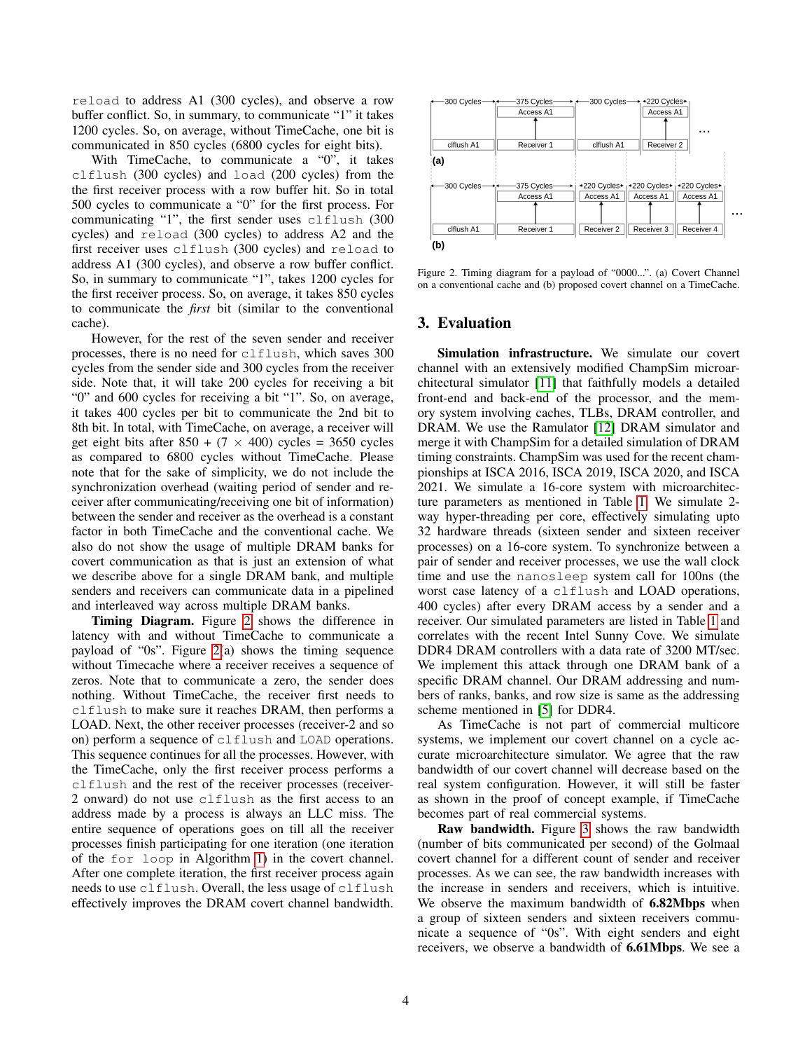reload to address A1 (300 cycles), and observe a row buffer conflict. So, in summary, to communicate "1" it takes 1200 cycles. So, on average, without TimeCache, one bit is communicated in 850 cycles (6800 cycles for eight bits).

With TimeCache, to communicate a "0", it takes clflush (300 cycles) and load (200 cycles) from the the first receiver process with a row buffer hit. So in total 500 cycles to communicate a "0" for the first process. For communicating "1", the first sender uses clflush (300 cycles) and reload (300 cycles) to address A2 and the first receiver uses clflush (300 cycles) and reload to address A1 (300 cycles), and observe a row buffer conflict. So, in summary to communicate "1", takes 1200 cycles for the first receiver process. So, on average, it takes 850 cycles to communicate the *first* bit (similar to the conventional cache).

However, for the rest of the seven sender and receiver processes, there is no need for clflush, which saves 300 cycles from the sender side and 300 cycles from the receiver side. Note that, it will take 200 cycles for receiving a bit "0" and 600 cycles for receiving a bit "1". So, on average, it takes 400 cycles per bit to communicate the 2nd bit to 8th bit. In total, with TimeCache, on average, a receiver will get eight bits after 850 + (7 $\times$ 400) cycles = 3650 cycles as compared to 6800 cycles without TimeCache. Please note that for the sake of simplicity, we do not include the synchronization overhead (waiting period of sender and receiver after communicating/receiving one bit of information) between the sender and receiver as the overhead is a constant factor in both TimeCache and the conventional cache. We also do not show the usage of multiple DRAM banks for covert communication as that is just an extension of what we describe above for a single DRAM bank, and multiple senders and receivers can communicate data in a pipelined and interleaved way across multiple DRAM banks.

**Timing Diagram.** Figure 2 shows the difference in latency with and without TimeCache to communicate a payload of "0s". Figure 2(a) shows the timing sequence without Timecache where a receiver receives a sequence of zeros. Note that to communicate a zero, the sender does nothing. Without TimeCache, the receiver first needs to clflush to make sure it reaches DRAM, then performs a LOAD. Next, the other receiver processes (receiver-2 and so on) perform a sequence of clflush and LOAD operations. This sequence continues for all the processes. However, with the TimeCache, only the first receiver process performs a clflush and the rest of the receiver processes (receiver-2 onward) do not use clflush as the first access to an address made by a process is always an LLC miss. The entire sequence of operations goes on till all the receiver processes finish participating for one iteration (one iteration of the for loop in Algorithm 1) in the covert channel. After one complete iteration, the first receiver process again needs to use clflush. Overall, the less usage of clflush effectively improves the DRAM covert channel bandwidth.

Figure 2. Timing diagram for a payload of "0000...". (a) Covert Channel on a conventional cache and (b) proposed covert channel on a TimeCache.

## 3. Evaluation

**Simulation infrastructure.** We simulate our covert channel with an extensively modified ChampSim microarchitectural simulator [11] that faithfully models a detailed front-end and back-end of the processor, and the memory system involving caches, TLBs, DRAM controller, and DRAM. We use the Ramulator [12] DRAM simulator and merge it with ChampSim for a detailed simulation of DRAM timing constraints. ChampSim was used for the recent championships at ISCA 2016, ISCA 2019, ISCA 2020, and ISCA 2021. We simulate a 16-core system with microarchitecture parameters as mentioned in Table 1. We simulate 2-way hyper-threading per core, effectively simulating upto 32 hardware threads (sixteen sender and sixteen receiver processes) on a 16-core system. To synchronize between a pair of sender and receiver processes, we use the wall clock time and use the nanosleep system call for 100ns (the worst case latency of a clflush and LOAD operations, 400 cycles) after every DRAM access by a sender and a receiver. Our simulated parameters are listed in Table 1 and correlates with the recent Intel Sunny Cove. We simulate DDR4 DRAM controllers with a data rate of 3200 MT/sec. We implement this attack through one DRAM bank of a specific DRAM channel. Our DRAM addressing and numbers of ranks, banks, and row size is same as the addressing scheme mentioned in [5] for DDR4.

As TimeCache is not part of commercial multicore systems, we implement our covert channel on a cycle accurate microarchitecture simulator. We agree that the raw bandwidth of our covert channel will decrease based on the real system configuration. However, it will still be faster as shown in the proof of concept example, if TimeCache becomes part of real commercial systems.

**Raw bandwidth.** Figure 3 shows the raw bandwidth (number of bits communicated per second) of the Golmaal covert channel for a different count of sender and receiver processes. As we can see, the raw bandwidth increases with the increase in senders and receivers, which is intuitive. We observe the maximum bandwidth of **6.82Mbps** when a group of sixteen senders and sixteen receivers communicate a sequence of "0s". With eight senders and eight receivers, we observe a bandwidth of **6.61Mbps**. We see a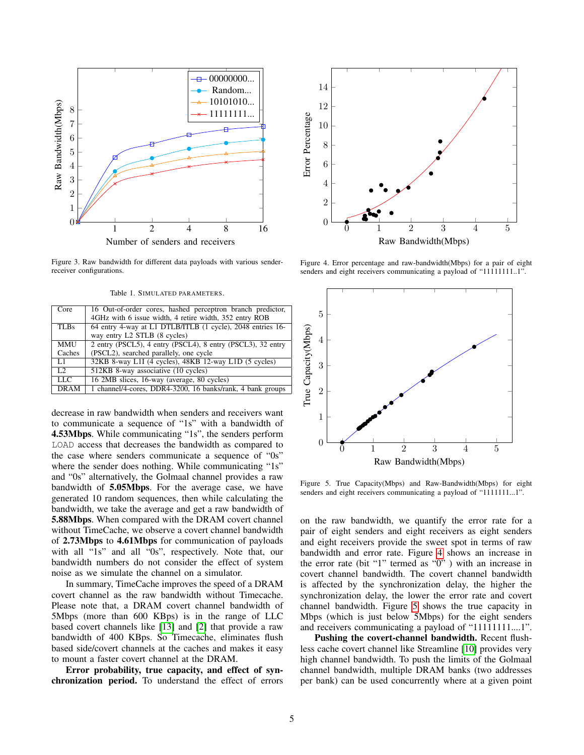Figure 3. Raw bandwidth for different data payloads with various sender-receiver configurations.

Figure 4. Error percentage and raw-bandwidth(Mbps) for a pair of eight senders and eight receivers communicating a payload of "11111111..1".

Table 1. SIMULATED PARAMETERS.

| | |
|---|---|
| Core | 16 Out-of-order cores, hashed perceptron branch predictor, 4GHz with 6 issue width, 4 retire width, 352 entry ROB |
| TLBs | 64 entry 4-way at L1 DTLB/ITLB (1 cycle), 2048 entries 16-way entry L2 STLB (8 cycles) |
| MMU Caches | 2 entry (PSCL5), 4 entry (PSCL4), 8 entry (PSCL3), 32 entry (PSCL2), searched parallely, one cycle |
| L1 | 32KB 8-way L1I (4 cycles), 48KB 12-way L1D (5 cycles) |
| L2 | 512KB 8-way associative (10 cycles) |
| LLC | 16 2MB slices, 16-way (average, 80 cycles) |
| DRAM | 1 channel/4-cores, DDR4-3200, 16 banks/rank, 4 bank groups |

decrease in raw bandwidth when senders and receivers want to communicate a sequence of "1s" with a bandwidth of **4.53Mbps**. While communicating "1s", the senders perform LOAD access that decreases the bandwidth as compared to the case where senders communicate a sequence of "0s" where the sender does nothing. While communicating "1s" and "0s" alternatively, the Golmaal channel provides a raw bandwidth of **5.05Mbps**. For the average case, we have generated 10 random sequences, then while calculating the bandwidth, we take the average and get a raw bandwidth of **5.88Mbps**. When compared with the DRAM covert channel without TimeCache, we observe a covert channel bandwidth of **2.73Mbps** to **4.61Mbps** for communication of payloads with all "1s" and all "0s", respectively. Note that, our bandwidth numbers do not consider the effect of system noise as we simulate the channel on a simulator.

In summary, TimeCache improves the speed of a DRAM covert channel as the raw bandwidth without Timecache. Please note that, a DRAM covert channel bandwidth of 5Mbps (more than 600 KBps) is in the range of LLC based covert channels like [13] and [2] that provide a raw bandwidth of 400 KBps. So Timecache, eliminates flush based side/covert channels at the caches and makes it easy to mount a faster covert channel at the DRAM.

**Error probability, true capacity, and effect of synchronization period.** To understand the effect of errors on the raw bandwidth, we quantify the error rate for a pair of eight senders and eight receivers as eight senders and eight receivers provide the sweet spot in terms of raw bandwidth and error rate. Figure 4 shows an increase in the error rate (bit "1" termed as "0" ) with an increase in covert channel bandwidth. The covert channel bandwidth is affected by the synchronization delay, the higher the synchronization delay, the lower the error rate and covert channel bandwidth. Figure 5 shows the true capacity in Mbps (which is just below 5Mbps) for the eight senders and receivers communicating a payload of "11111111....1".

Figure 5. True Capacity(Mbps) and Raw-Bandwidth(Mbps) for eight senders and eight receivers communicating a payload of "1111111...1".

**Pushing the covert-channel bandwidth.** Recent flush-less cache covert channel like Streamline [10] provides very high channel bandwidth. To push the limits of the Golmaal channel bandwidth, multiple DRAM banks (two addresses per bank) can be used concurrently where at a given point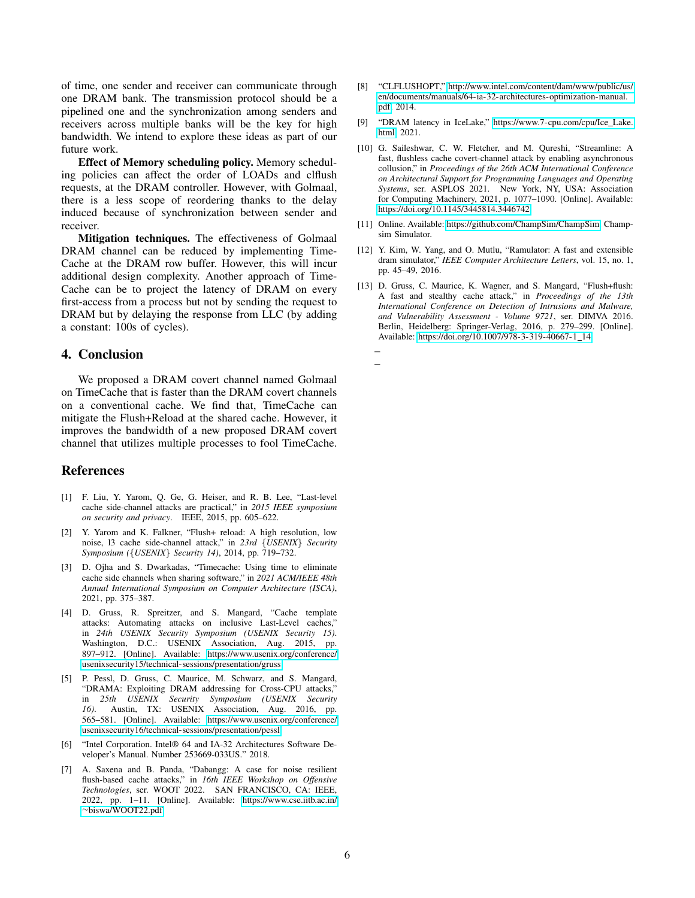of time, one sender and receiver can communicate through one DRAM bank. The transmission protocol should be a pipelined one and the synchronization among senders and receivers across multiple banks will be the key for high bandwidth. We intend to explore these ideas as part of our future work.

**Effect of Memory scheduling policy.** Memory scheduling policies can affect the order of LOADs and clflush requests, at the DRAM controller. However, with Golmaal, there is a less scope of reordering thanks to the delay induced because of synchronization between sender and receiver.

**Mitigation techniques.** The effectiveness of Golmaal DRAM channel can be reduced by implementing TimeCache at the DRAM row buffer. However, this will incur additional design complexity. Another approach of TimeCache can be to project the latency of DRAM on every first-access from a process but not by sending the request to DRAM but by delaying the response from LLC (by adding a constant: 100s of cycles).

## 4. Conclusion

We proposed a DRAM covert channel named Golmaal on TimeCache that is faster than the DRAM covert channels on a conventional cache. We find that, TimeCache can mitigate the Flush+Reload at the shared cache. However, it improves the bandwidth of a new proposed DRAM covert channel that utilizes multiple processes to fool TimeCache.

## References

[1] F. Liu, Y. Yarom, Q. Ge, G. Heiser, and R. B. Lee, "Last-level cache side-channel attacks are practical," in *2015 IEEE symposium on security and privacy*. IEEE, 2015, pp. 605–622.

[2] Y. Yarom and K. Falkner, "Flush+ reload: A high resolution, low noise, l3 cache side-channel attack," in *23rd {USENIX} Security Symposium ({USENIX} Security 14)*, 2014, pp. 719–732.

[3] D. Ojha and S. Dwarkadas, "Timecache: Using time to eliminate cache side channels when sharing software," in *2021 ACM/IEEE 48th Annual International Symposium on Computer Architecture (ISCA)*, 2021, pp. 375–387.

[4] D. Gruss, R. Spreitzer, and S. Mangard, "Cache template attacks: Automating attacks on inclusive Last-Level caches," in *24th USENIX Security Symposium (USENIX Security 15)*. Washington, D.C.: USENIX Association, Aug. 2015, pp. 897–912. [Online]. Available: https://www.usenix.org/conference/usenixsecurity15/technical-sessions/presentation/gruss

[5] P. Pessl, D. Gruss, C. Maurice, M. Schwarz, and S. Mangard, "DRAMA: Exploiting DRAM addressing for Cross-CPU attacks," in *25th USENIX Security Symposium (USENIX Security 16)*. Austin, TX: USENIX Association, Aug. 2016, pp. 565–581. [Online]. Available: https://www.usenix.org/conference/usenixsecurity16/technical-sessions/presentation/pessl

[6] "Intel Corporation. Intel® 64 and IA-32 Architectures Software Developer's Manual. Number 253669-033US." 2018.

[7] A. Saxena and B. Panda, "Dabangg: A case for noise resilient flush-based cache attacks," in *16th IEEE Workshop on Offensive Technologies*, ser. WOOT 2022. SAN FRANCISCO, CA: IEEE, 2022, pp. 1–11. [Online]. Available: https://www.cse.iitb.ac.in/~biswa/WOOT22.pdf

[8] "CLFLUSHOPT," http://www.intel.com/content/dam/www/public/us/en/documents/manuals/64-ia-32-architectures-optimization-manual.pdf, 2014.

[9] "DRAM latency in IceLake," https://www.7-cpu.com/cpu/Ice_Lake.html, 2021.

[10] G. Saileshwar, C. W. Fletcher, and M. Qureshi, "Streamline: A fast, flushless cache covert-channel attack by enabling asynchronous collusion," in *Proceedings of the 26th ACM International Conference on Architectural Support for Programming Languages and Operating Systems*, ser. ASPLOS 2021. New York, NY, USA: Association for Computing Machinery, 2021, p. 1077–1090. [Online]. Available: https://doi.org/10.1145/3445814.3446742

[11] Online. Available: https://github.com/ChampSim/ChampSim, Champsim Simulator.

[12] Y. Kim, W. Yang, and O. Mutlu, "Ramulator: A fast and extensible dram simulator," *IEEE Computer Architecture Letters*, vol. 15, no. 1, pp. 45–49, 2016.

[13] D. Gruss, C. Maurice, K. Wagner, and S. Mangard, "Flush+flush: A fast and stealthy cache attack," in *Proceedings of the 13th International Conference on Detection of Intrusions and Malware, and Vulnerability Assessment - Volume 9721*, ser. DIMVA 2016. Berlin, Heidelberg: Springer-Verlag, 2016, p. 279–299. [Online]. Available: https://doi.org/10.1007/978-3-319-40667-1_14